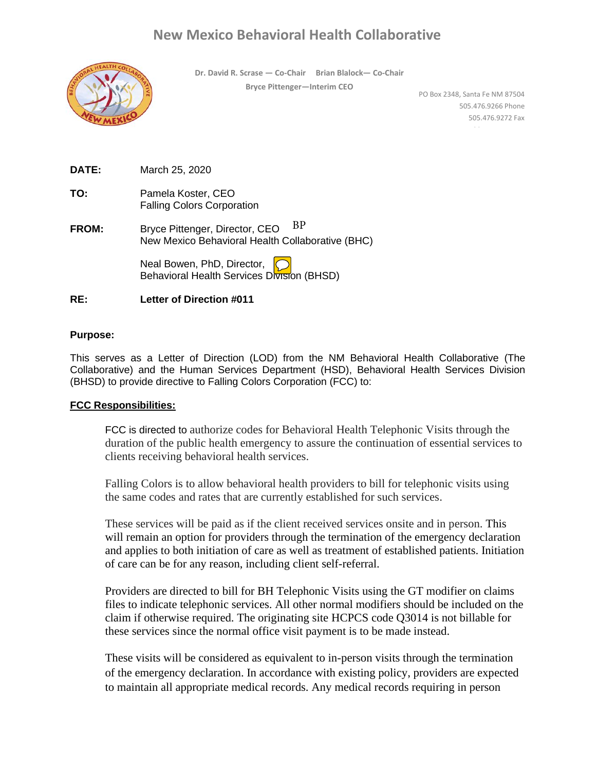# New Mexico Behavioral Health Collaborative

**Dr. David R. Scrase — Co-Chair Brian Blalock— Co-Chair**
**Bryce Pittenger—Interim CEO**

PO Box 2348, Santa Fe NM 87504
505.476.9266 Phone
505.476.9272 Fax

**DATE:** March 25, 2020

**TO:** Pamela Koster, CEO
Falling Colors Corporation

**FROM:** Bryce Pittenger, Director, CEO BP
New Mexico Behavioral Health Collaborative (BHC)

Neal Bowen, PhD, Director,
Behavioral Health Services Division (BHSD)

**RE:** **Letter of Direction #011**

**Purpose:**

This serves as a Letter of Direction (LOD) from the NM Behavioral Health Collaborative (The Collaborative) and the Human Services Department (HSD), Behavioral Health Services Division (BHSD) to provide directive to Falling Colors Corporation (FCC) to:

**FCC Responsibilities:**

FCC is directed to authorize codes for Behavioral Health Telephonic Visits through the duration of the public health emergency to assure the continuation of essential services to clients receiving behavioral health services.

Falling Colors is to allow behavioral health providers to bill for telephonic visits using the same codes and rates that are currently established for such services.

These services will be paid as if the client received services onsite and in person. This will remain an option for providers through the termination of the emergency declaration and applies to both initiation of care as well as treatment of established patients. Initiation of care can be for any reason, including client self-referral.

Providers are directed to bill for BH Telephonic Visits using the GT modifier on claims files to indicate telephonic services. All other normal modifiers should be included on the claim if otherwise required. The originating site HCPCS code Q3014 is not billable for these services since the normal office visit payment is to be made instead.

These visits will be considered as equivalent to in-person visits through the termination of the emergency declaration. In accordance with existing policy, providers are expected to maintain all appropriate medical records. Any medical records requiring in person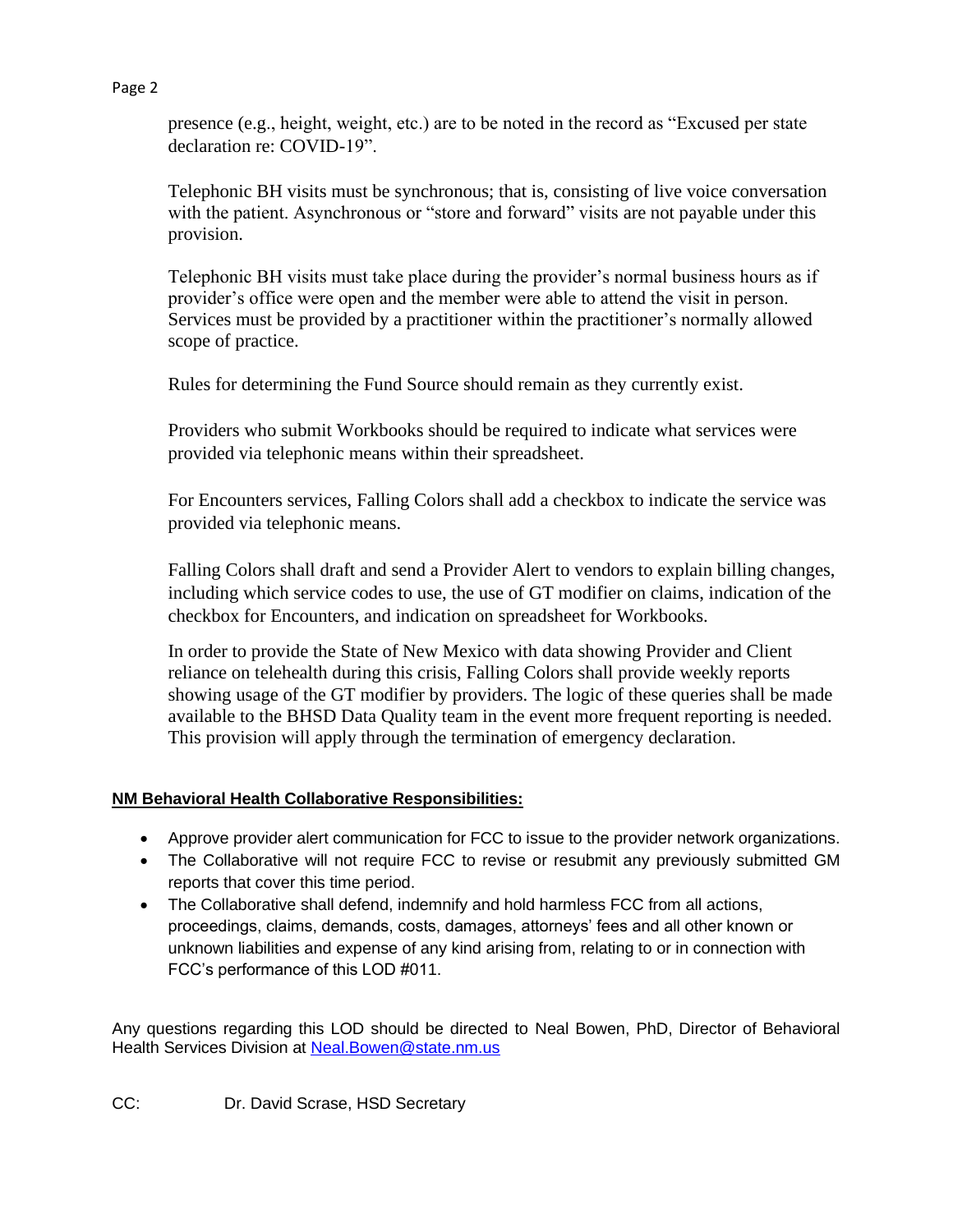presence (e.g., height, weight, etc.) are to be noted in the record as "Excused per state declaration re: COVID-19".

Telephonic BH visits must be synchronous; that is, consisting of live voice conversation with the patient. Asynchronous or "store and forward" visits are not payable under this provision.

Telephonic BH visits must take place during the provider's normal business hours as if provider's office were open and the member were able to attend the visit in person. Services must be provided by a practitioner within the practitioner's normally allowed scope of practice.

Rules for determining the Fund Source should remain as they currently exist.

Providers who submit Workbooks should be required to indicate what services were provided via telephonic means within their spreadsheet.

For Encounters services, Falling Colors shall add a checkbox to indicate the service was provided via telephonic means.

Falling Colors shall draft and send a Provider Alert to vendors to explain billing changes, including which service codes to use, the use of GT modifier on claims, indication of the checkbox for Encounters, and indication on spreadsheet for Workbooks.

In order to provide the State of New Mexico with data showing Provider and Client reliance on telehealth during this crisis, Falling Colors shall provide weekly reports showing usage of the GT modifier by providers. The logic of these queries shall be made available to the BHSD Data Quality team in the event more frequent reporting is needed. This provision will apply through the termination of emergency declaration.

**NM Behavioral Health Collaborative Responsibilities:**

- Approve provider alert communication for FCC to issue to the provider network organizations.
- The Collaborative will not require FCC to revise or resubmit any previously submitted GM reports that cover this time period.
- The Collaborative shall defend, indemnify and hold harmless FCC from all actions, proceedings, claims, demands, costs, damages, attorneys' fees and all other known or unknown liabilities and expense of any kind arising from, relating to or in connection with FCC's performance of this LOD #011.

Any questions regarding this LOD should be directed to Neal Bowen, PhD, Director of Behavioral Health Services Division at Neal.Bowen@state.nm.us

CC: Dr. David Scrase, HSD Secretary